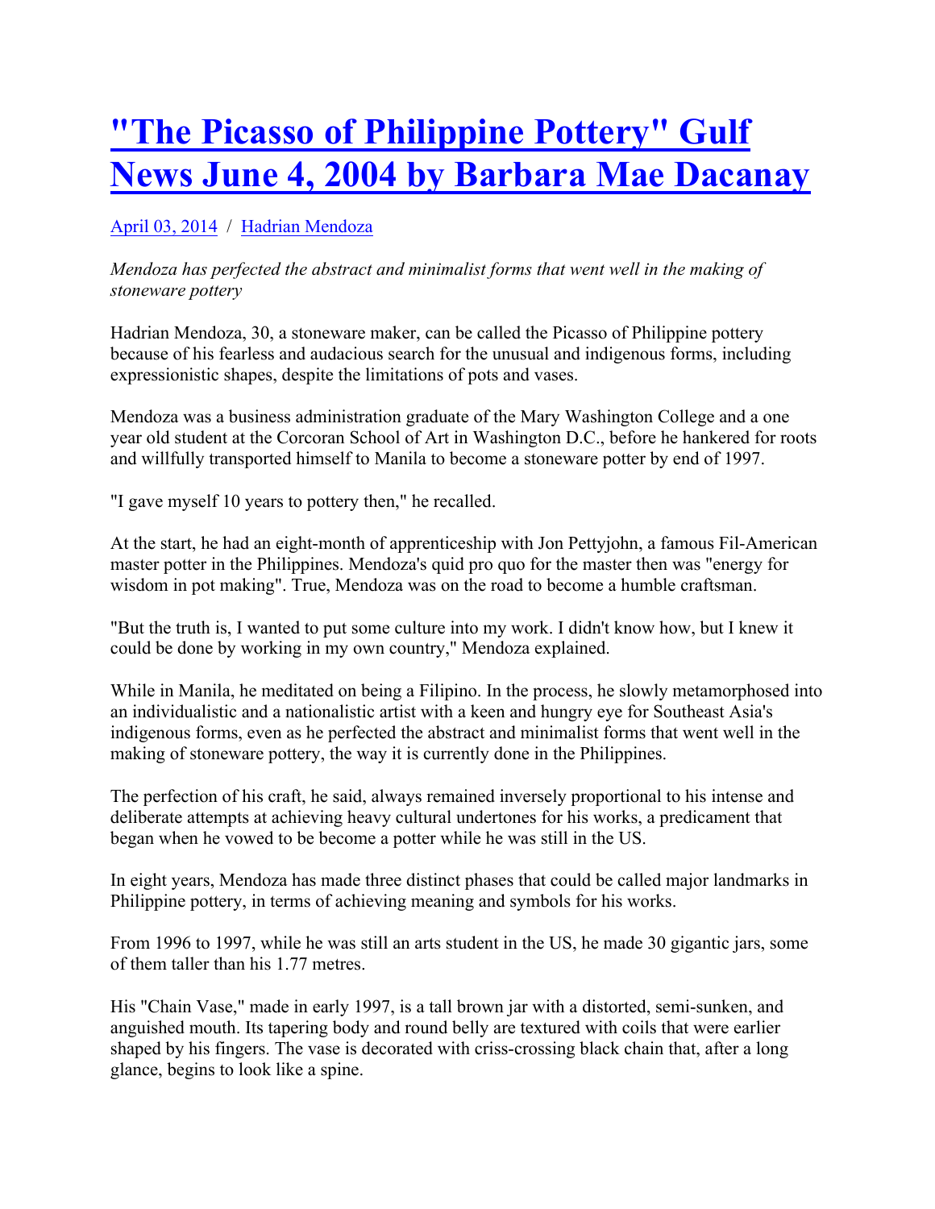# "The Picasso of Philippine Pottery" Gulf News June 4, 2004 by Barbara Mae Dacanay

April 03, 2014 / Hadrian Mendoza

*Mendoza has perfected the abstract and minimalist forms that went well in the making of stoneware pottery*

Hadrian Mendoza, 30, a stoneware maker, can be called the Picasso of Philippine pottery because of his fearless and audacious search for the unusual and indigenous forms, including expressionistic shapes, despite the limitations of pots and vases.

Mendoza was a business administration graduate of the Mary Washington College and a one year old student at the Corcoran School of Art in Washington D.C., before he hankered for roots and willfully transported himself to Manila to become a stoneware potter by end of 1997.

"I gave myself 10 years to pottery then," he recalled.

At the start, he had an eight-month of apprenticeship with Jon Pettyjohn, a famous Fil-American master potter in the Philippines. Mendoza's quid pro quo for the master then was "energy for wisdom in pot making". True, Mendoza was on the road to become a humble craftsman.

"But the truth is, I wanted to put some culture into my work. I didn't know how, but I knew it could be done by working in my own country," Mendoza explained.

While in Manila, he meditated on being a Filipino. In the process, he slowly metamorphosed into an individualistic and a nationalistic artist with a keen and hungry eye for Southeast Asia's indigenous forms, even as he perfected the abstract and minimalist forms that went well in the making of stoneware pottery, the way it is currently done in the Philippines.

The perfection of his craft, he said, always remained inversely proportional to his intense and deliberate attempts at achieving heavy cultural undertones for his works, a predicament that began when he vowed to be become a potter while he was still in the US.

In eight years, Mendoza has made three distinct phases that could be called major landmarks in Philippine pottery, in terms of achieving meaning and symbols for his works.

From 1996 to 1997, while he was still an arts student in the US, he made 30 gigantic jars, some of them taller than his 1.77 metres.

His "Chain Vase," made in early 1997, is a tall brown jar with a distorted, semi-sunken, and anguished mouth. Its tapering body and round belly are textured with coils that were earlier shaped by his fingers. The vase is decorated with criss-crossing black chain that, after a long glance, begins to look like a spine.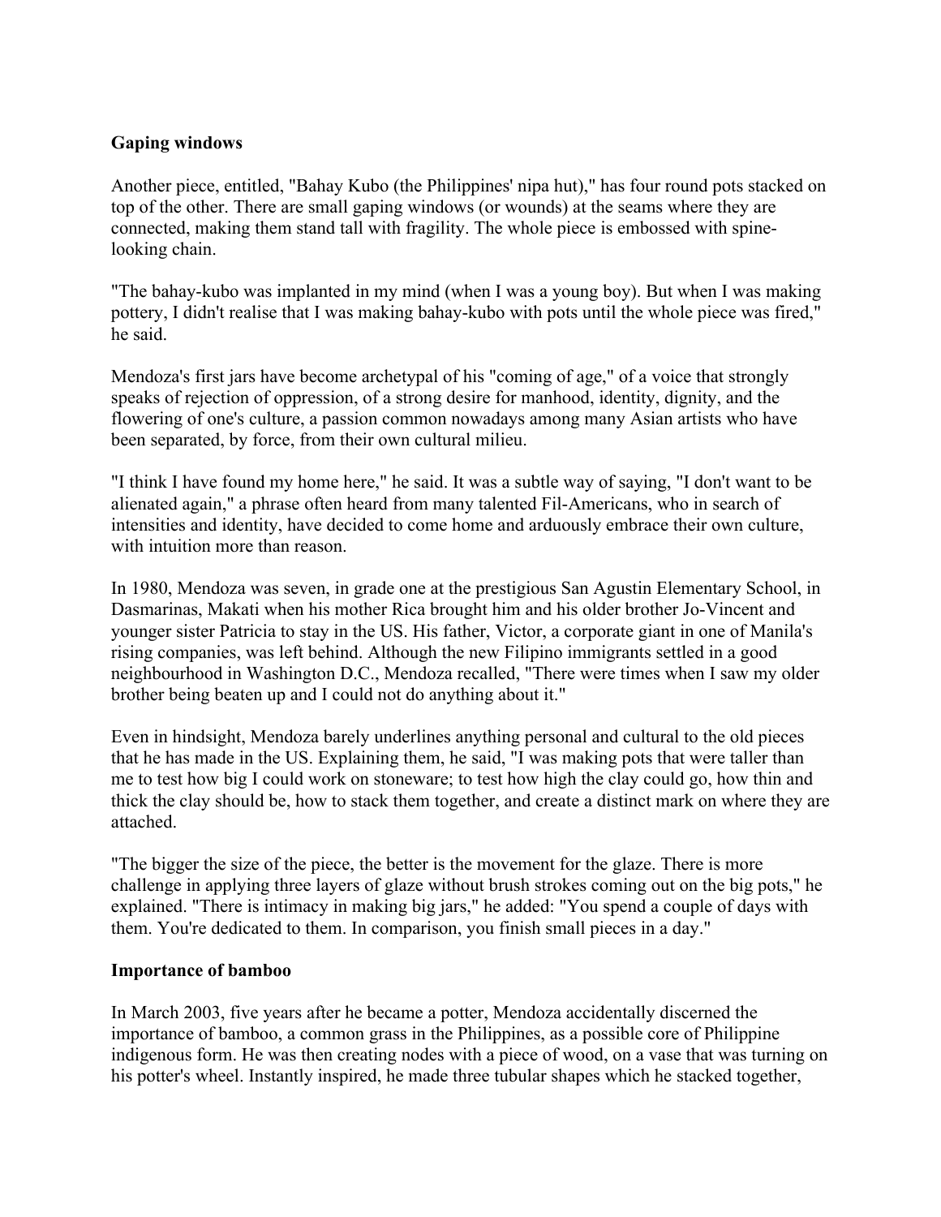**Gaping windows**

Another piece, entitled, "Bahay Kubo (the Philippines' nipa hut)," has four round pots stacked on top of the other. There are small gaping windows (or wounds) at the seams where they are connected, making them stand tall with fragility. The whole piece is embossed with spine-looking chain.

"The bahay-kubo was implanted in my mind (when I was a young boy). But when I was making pottery, I didn't realise that I was making bahay-kubo with pots until the whole piece was fired," he said.

Mendoza's first jars have become archetypal of his "coming of age," of a voice that strongly speaks of rejection of oppression, of a strong desire for manhood, identity, dignity, and the flowering of one's culture, a passion common nowadays among many Asian artists who have been separated, by force, from their own cultural milieu.

"I think I have found my home here," he said. It was a subtle way of saying, "I don't want to be alienated again," a phrase often heard from many talented Fil-Americans, who in search of intensities and identity, have decided to come home and arduously embrace their own culture, with intuition more than reason.

In 1980, Mendoza was seven, in grade one at the prestigious San Agustin Elementary School, in Dasmarinas, Makati when his mother Rica brought him and his older brother Jo-Vincent and younger sister Patricia to stay in the US. His father, Victor, a corporate giant in one of Manila's rising companies, was left behind. Although the new Filipino immigrants settled in a good neighbourhood in Washington D.C., Mendoza recalled, "There were times when I saw my older brother being beaten up and I could not do anything about it."

Even in hindsight, Mendoza barely underlines anything personal and cultural to the old pieces that he has made in the US. Explaining them, he said, "I was making pots that were taller than me to test how big I could work on stoneware; to test how high the clay could go, how thin and thick the clay should be, how to stack them together, and create a distinct mark on where they are attached.

"The bigger the size of the piece, the better is the movement for the glaze. There is more challenge in applying three layers of glaze without brush strokes coming out on the big pots," he explained. "There is intimacy in making big jars," he added: "You spend a couple of days with them. You're dedicated to them. In comparison, you finish small pieces in a day."

**Importance of bamboo**

In March 2003, five years after he became a potter, Mendoza accidentally discerned the importance of bamboo, a common grass in the Philippines, as a possible core of Philippine indigenous form. He was then creating nodes with a piece of wood, on a vase that was turning on his potter's wheel. Instantly inspired, he made three tubular shapes which he stacked together,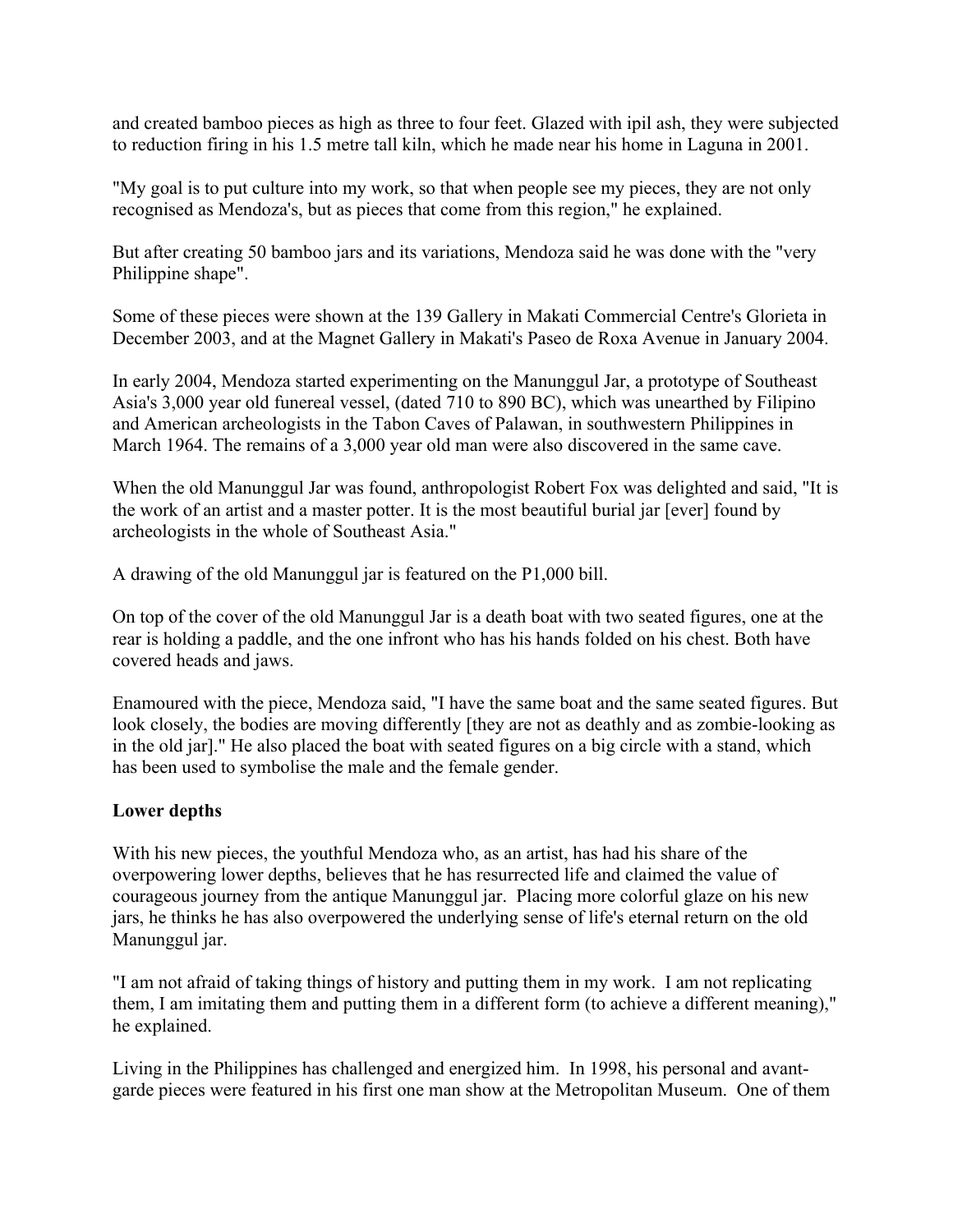and created bamboo pieces as high as three to four feet. Glazed with ipil ash, they were subjected to reduction firing in his 1.5 metre tall kiln, which he made near his home in Laguna in 2001.

"My goal is to put culture into my work, so that when people see my pieces, they are not only recognised as Mendoza's, but as pieces that come from this region," he explained.

But after creating 50 bamboo jars and its variations, Mendoza said he was done with the "very Philippine shape".

Some of these pieces were shown at the 139 Gallery in Makati Commercial Centre's Glorieta in December 2003, and at the Magnet Gallery in Makati's Paseo de Roxa Avenue in January 2004.

In early 2004, Mendoza started experimenting on the Manunggul Jar, a prototype of Southeast Asia's 3,000 year old funereal vessel, (dated 710 to 890 BC), which was unearthed by Filipino and American archeologists in the Tabon Caves of Palawan, in southwestern Philippines in March 1964. The remains of a 3,000 year old man were also discovered in the same cave.

When the old Manunggul Jar was found, anthropologist Robert Fox was delighted and said, "It is the work of an artist and a master potter. It is the most beautiful burial jar [ever] found by archeologists in the whole of Southeast Asia."

A drawing of the old Manunggul jar is featured on the P1,000 bill.

On top of the cover of the old Manunggul Jar is a death boat with two seated figures, one at the rear is holding a paddle, and the one infront who has his hands folded on his chest. Both have covered heads and jaws.

Enamoured with the piece, Mendoza said, "I have the same boat and the same seated figures. But look closely, the bodies are moving differently [they are not as deathly and as zombie-looking as in the old jar]." He also placed the boat with seated figures on a big circle with a stand, which has been used to symbolise the male and the female gender.

**Lower depths**

With his new pieces, the youthful Mendoza who, as an artist, has had his share of the overpowering lower depths, believes that he has resurrected life and claimed the value of courageous journey from the antique Manunggul jar. Placing more colorful glaze on his new jars, he thinks he has also overpowered the underlying sense of life's eternal return on the old Manunggul jar.

"I am not afraid of taking things of history and putting them in my work. I am not replicating them, I am imitating them and putting them in a different form (to achieve a different meaning)," he explained.

Living in the Philippines has challenged and energized him. In 1998, his personal and avant-garde pieces were featured in his first one man show at the Metropolitan Museum. One of them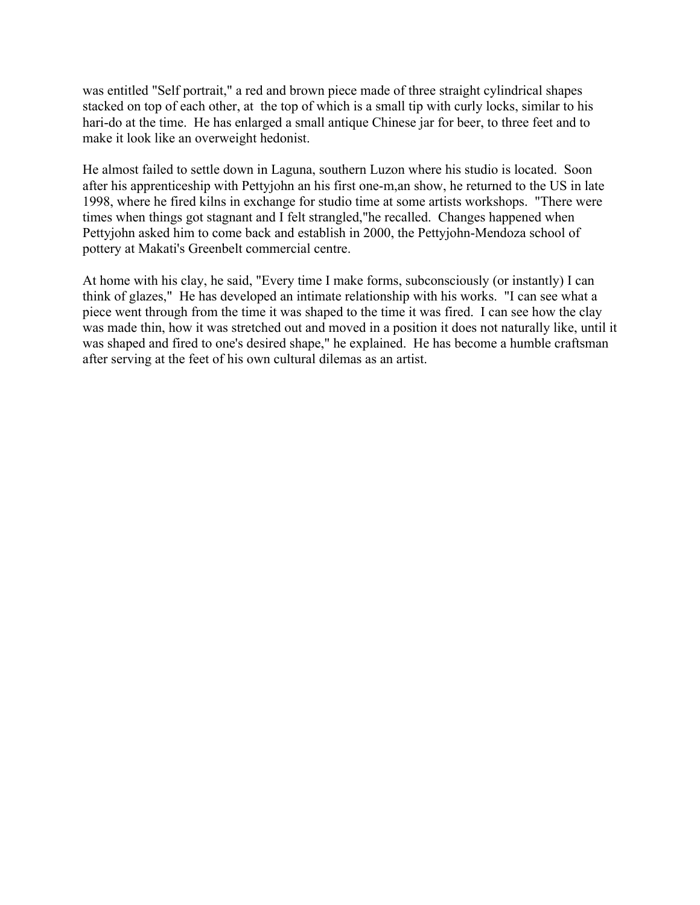was entitled "Self portrait," a red and brown piece made of three straight cylindrical shapes stacked on top of each other, at the top of which is a small tip with curly locks, similar to his hari-do at the time. He has enlarged a small antique Chinese jar for beer, to three feet and to make it look like an overweight hedonist.

He almost failed to settle down in Laguna, southern Luzon where his studio is located. Soon after his apprenticeship with Pettyjohn an his first one-m,an show, he returned to the US in late 1998, where he fired kilns in exchange for studio time at some artists workshops. "There were times when things got stagnant and I felt strangled,"he recalled. Changes happened when Pettyjohn asked him to come back and establish in 2000, the Pettyjohn-Mendoza school of pottery at Makati's Greenbelt commercial centre.

At home with his clay, he said, "Every time I make forms, subconsciously (or instantly) I can think of glazes," He has developed an intimate relationship with his works. "I can see what a piece went through from the time it was shaped to the time it was fired. I can see how the clay was made thin, how it was stretched out and moved in a position it does not naturally like, until it was shaped and fired to one's desired shape," he explained. He has become a humble craftsman after serving at the feet of his own cultural dilemas as an artist.